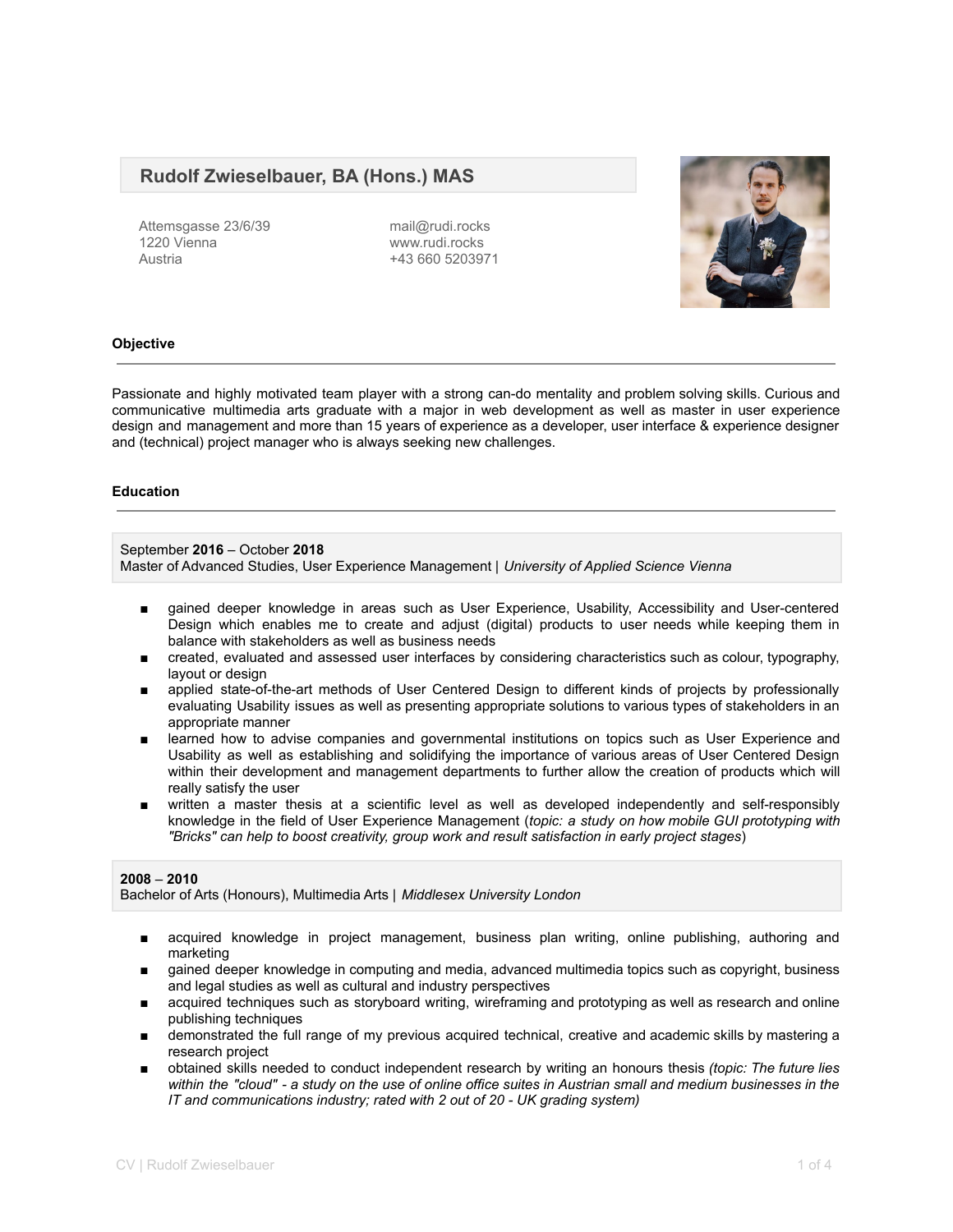# Rudolf Zwieselbauer, BA (Hons.) MAS

Attemsgasse 23/6/39
1220 Vienna
Austria

mail@rudi.rocks
www.rudi.rocks
+43 660 5203971

## Objective

Passionate and highly motivated team player with a strong can-do mentality and problem solving skills. Curious and communicative multimedia arts graduate with a major in web development as well as master in user experience design and management and more than 15 years of experience as a developer, user interface & experience designer and (technical) project manager who is always seeking new challenges.

## Education

September **2016** – October **2018**
Master of Advanced Studies, User Experience Management | *University of Applied Science Vienna*

- gained deeper knowledge in areas such as User Experience, Usability, Accessibility and User-centered Design which enables me to create and adjust (digital) products to user needs while keeping them in balance with stakeholders as well as business needs
- created, evaluated and assessed user interfaces by considering characteristics such as colour, typography, layout or design
- applied state-of-the-art methods of User Centered Design to different kinds of projects by professionally evaluating Usability issues as well as presenting appropriate solutions to various types of stakeholders in an appropriate manner
- learned how to advise companies and governmental institutions on topics such as User Experience and Usability as well as establishing and solidifying the importance of various areas of User Centered Design within their development and management departments to further allow the creation of products which will really satisfy the user
- written a master thesis at a scientific level as well as developed independently and self-responsibly knowledge in the field of User Experience Management (*topic: a study on how mobile GUI prototyping with "Bricks" can help to boost creativity, group work and result satisfaction in early project stages*)

**2008** – **2010**
Bachelor of Arts (Honours), Multimedia Arts | *Middlesex University London*

- acquired knowledge in project management, business plan writing, online publishing, authoring and marketing
- gained deeper knowledge in computing and media, advanced multimedia topics such as copyright, business and legal studies as well as cultural and industry perspectives
- acquired techniques such as storyboard writing, wireframing and prototyping as well as research and online publishing techniques
- demonstrated the full range of my previous acquired technical, creative and academic skills by mastering a research project
- obtained skills needed to conduct independent research by writing an honours thesis *(topic: The future lies within the "cloud" - a study on the use of online office suites in Austrian small and medium businesses in the IT and communications industry; rated with 2 out of 20 - UK grading system)*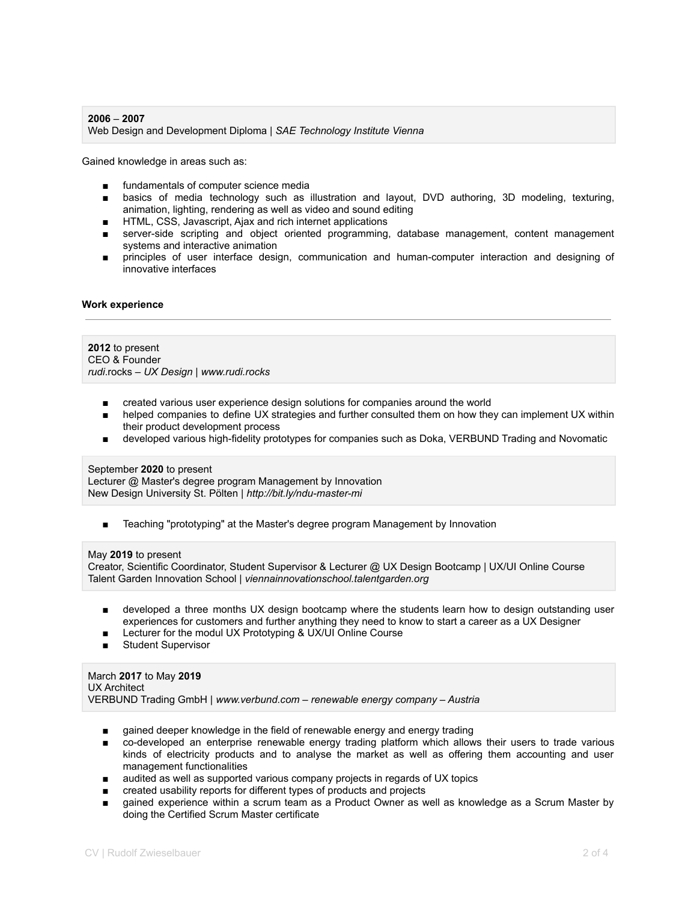**2006** – **2007**
Web Design and Development Diploma | *SAE Technology Institute Vienna*

Gained knowledge in areas such as:

- fundamentals of computer science media
- basics of media technology such as illustration and layout, DVD authoring, 3D modeling, texturing, animation, lighting, rendering as well as video and sound editing
- HTML, CSS, Javascript, Ajax and rich internet applications
- server-side scripting and object oriented programming, database management, content management systems and interactive animation
- principles of user interface design, communication and human-computer interaction and designing of innovative interfaces

**Work experience**

---

**2012** to present
CEO & Founder
*rudi*.rocks – *UX Design* | *www.rudi.rocks*

- created various user experience design solutions for companies around the world
- helped companies to define UX strategies and further consulted them on how they can implement UX within their product development process
- developed various high-fidelity prototypes for companies such as Doka, VERBUND Trading and Novomatic

September **2020** to present
Lecturer @ Master's degree program Management by Innovation
New Design University St. Pölten | *http://bit.ly/ndu-master-mi*

- Teaching "prototyping" at the Master's degree program Management by Innovation

May **2019** to present
Creator, Scientific Coordinator, Student Supervisor & Lecturer @ UX Design Bootcamp | UX/UI Online Course
Talent Garden Innovation School | *viennainnovationschool.talentgarden.org*

- developed a three months UX design bootcamp where the students learn how to design outstanding user experiences for customers and further anything they need to know to start a career as a UX Designer
- Lecturer for the modul UX Prototyping & UX/UI Online Course
- Student Supervisor

March **2017** to May **2019**
UX Architect
VERBUND Trading GmbH | *www.verbund.com – renewable energy company – Austria*

- gained deeper knowledge in the field of renewable energy and energy trading
- co-developed an enterprise renewable energy trading platform which allows their users to trade various kinds of electricity products and to analyse the market as well as offering them accounting and user management functionalities
- audited as well as supported various company projects in regards of UX topics
- created usability reports for different types of products and projects
- gained experience within a scrum team as a Product Owner as well as knowledge as a Scrum Master by doing the Certified Scrum Master certificate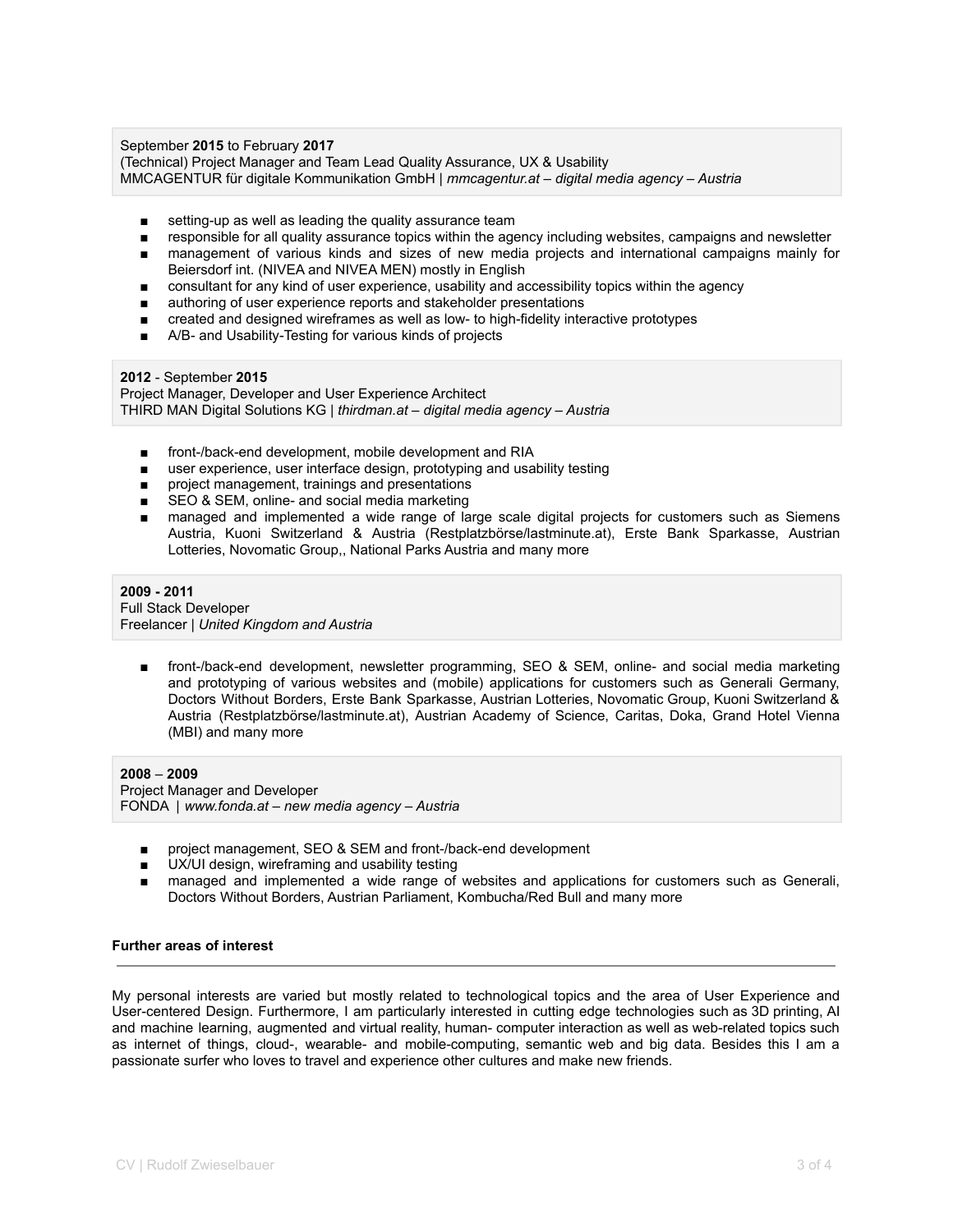September **2015** to February **2017**
(Technical) Project Manager and Team Lead Quality Assurance, UX & Usability
MMCAGENTUR für digitale Kommunikation GmbH | *mmcagentur.at – digital media agency – Austria*

- setting-up as well as leading the quality assurance team
- responsible for all quality assurance topics within the agency including websites, campaigns and newsletter
- management of various kinds and sizes of new media projects and international campaigns mainly for Beiersdorf int. (NIVEA and NIVEA MEN) mostly in English
- consultant for any kind of user experience, usability and accessibility topics within the agency
- authoring of user experience reports and stakeholder presentations
- created and designed wireframes as well as low- to high-fidelity interactive prototypes
- A/B- and Usability-Testing for various kinds of projects

**2012** - September **2015**
Project Manager, Developer and User Experience Architect
THIRD MAN Digital Solutions KG | *thirdman.at – digital media agency – Austria*

- front-/back-end development, mobile development and RIA
- user experience, user interface design, prototyping and usability testing
- project management, trainings and presentations
- SEO & SEM, online- and social media marketing
- managed and implemented a wide range of large scale digital projects for customers such as Siemens Austria, Kuoni Switzerland & Austria (Restplatzbörse/lastminute.at), Erste Bank Sparkasse, Austrian Lotteries, Novomatic Group,, National Parks Austria and many more

**2009 - 2011**
Full Stack Developer
Freelancer | *United Kingdom and Austria*

- front-/back-end development, newsletter programming, SEO & SEM, online- and social media marketing and prototyping of various websites and (mobile) applications for customers such as Generali Germany, Doctors Without Borders, Erste Bank Sparkasse, Austrian Lotteries, Novomatic Group, Kuoni Switzerland & Austria (Restplatzbörse/lastminute.at), Austrian Academy of Science, Caritas, Doka, Grand Hotel Vienna (MBI) and many more

**2008** – **2009**
Project Manager and Developer
FONDA | *www.fonda.at – new media agency – Austria*

- project management, SEO & SEM and front-/back-end development
- UX/UI design, wireframing and usability testing
- managed and implemented a wide range of websites and applications for customers such as Generali, Doctors Without Borders, Austrian Parliament, Kombucha/Red Bull and many more

**Further areas of interest**

---

My personal interests are varied but mostly related to technological topics and the area of User Experience and User-centered Design. Furthermore, I am particularly interested in cutting edge technologies such as 3D printing, AI and machine learning, augmented and virtual reality, human- computer interaction as well as web-related topics such as internet of things, cloud-, wearable- and mobile-computing, semantic web and big data. Besides this I am a passionate surfer who loves to travel and experience other cultures and make new friends.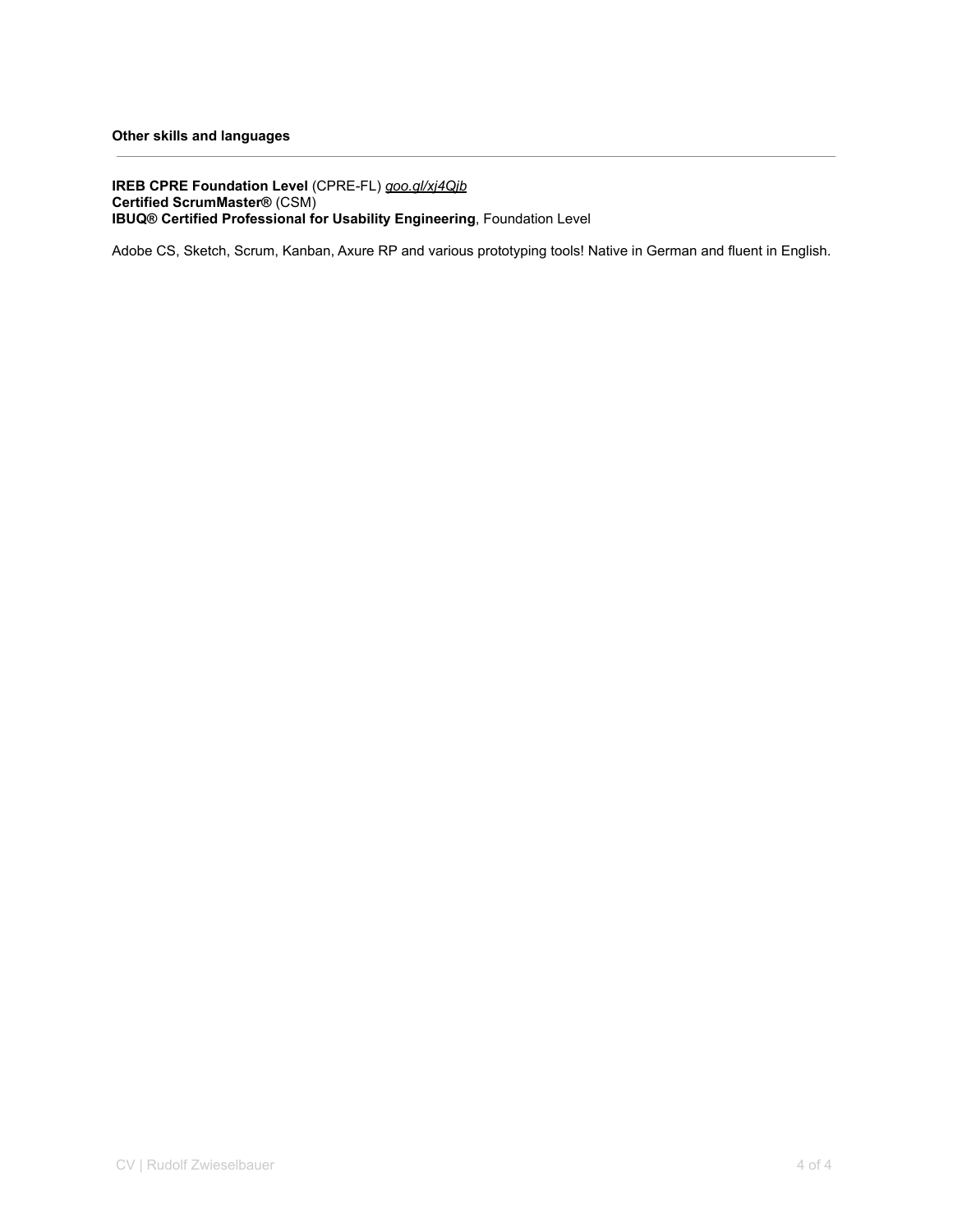### Other skills and languages

---

**IREB CPRE Foundation Level** (CPRE-FL) *goo.gl/xj4Qjb*
**Certified ScrumMaster®** (CSM)
**IBUQ® Certified Professional for Usability Engineering**, Foundation Level

Adobe CS, Sketch, Scrum, Kanban, Axure RP and various prototyping tools! Native in German and fluent in English.